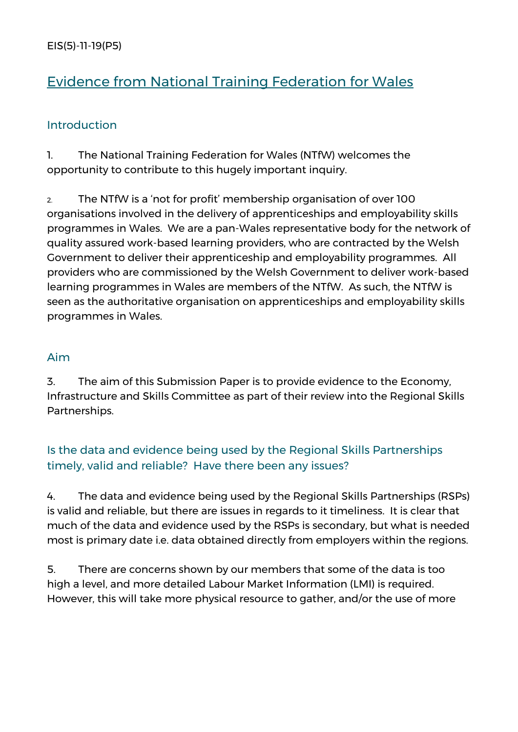EIS(5)-11-19(P5)

# Evidence from National Training Federation for Wales

## Introduction

1. The National Training Federation for Wales (NTfW) welcomes the opportunity to contribute to this hugely important inquiry.

2. The NTfW is a 'not for profit' membership organisation of over 100 organisations involved in the delivery of apprenticeships and employability skills programmes in Wales. We are a pan-Wales representative body for the network of quality assured work-based learning providers, who are contracted by the Welsh Government to deliver their apprenticeship and employability programmes. All providers who are commissioned by the Welsh Government to deliver work-based learning programmes in Wales are members of the NTfW. As such, the NTfW is seen as the authoritative organisation on apprenticeships and employability skills programmes in Wales.

## Aim

3. The aim of this Submission Paper is to provide evidence to the Economy, Infrastructure and Skills Committee as part of their review into the Regional Skills Partnerships.

## Is the data and evidence being used by the Regional Skills Partnerships timely, valid and reliable? Have there been any issues?

4. The data and evidence being used by the Regional Skills Partnerships (RSPs) is valid and reliable, but there are issues in regards to it timeliness. It is clear that much of the data and evidence used by the RSPs is secondary, but what is needed most is primary date i.e. data obtained directly from employers within the regions.

5. There are concerns shown by our members that some of the data is too high a level, and more detailed Labour Market Information (LMI) is required. However, this will take more physical resource to gather, and/or the use of more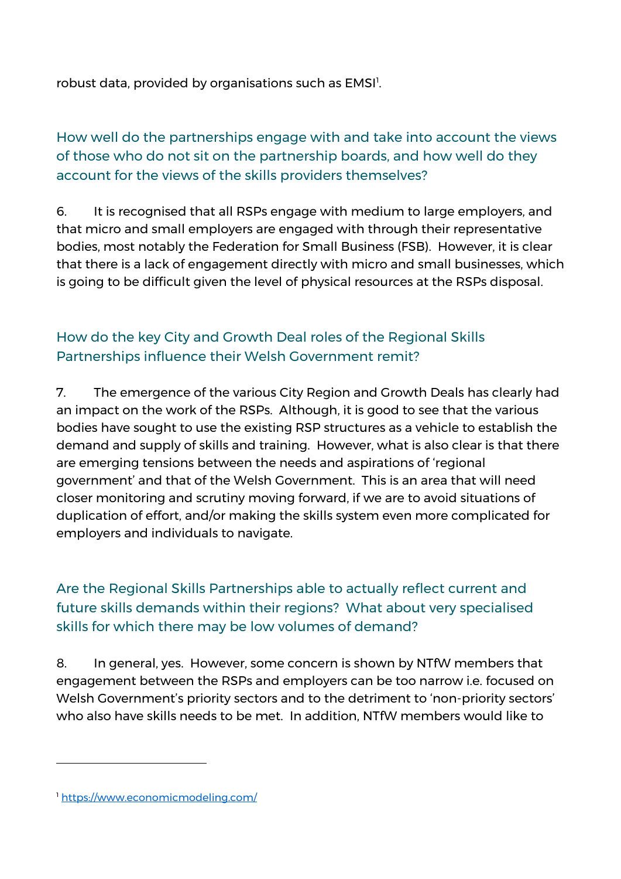robust data, provided by organisations such as EMSI[1].

### How well do the partnerships engage with and take into account the views of those who do not sit on the partnership boards, and how well do they account for the views of the skills providers themselves?

6. It is recognised that all RSPs engage with medium to large employers, and that micro and small employers are engaged with through their representative bodies, most notably the Federation for Small Business (FSB). However, it is clear that there is a lack of engagement directly with micro and small businesses, which is going to be difficult given the level of physical resources at the RSPs disposal.

### How do the key City and Growth Deal roles of the Regional Skills Partnerships influence their Welsh Government remit?

7. The emergence of the various City Region and Growth Deals has clearly had an impact on the work of the RSPs. Although, it is good to see that the various bodies have sought to use the existing RSP structures as a vehicle to establish the demand and supply of skills and training. However, what is also clear is that there are emerging tensions between the needs and aspirations of 'regional government' and that of the Welsh Government. This is an area that will need closer monitoring and scrutiny moving forward, if we are to avoid situations of duplication of effort, and/or making the skills system even more complicated for employers and individuals to navigate.

### Are the Regional Skills Partnerships able to actually reflect current and future skills demands within their regions? What about very specialised skills for which there may be low volumes of demand?

8. In general, yes. However, some concern is shown by NTfW members that engagement between the RSPs and employers can be too narrow i.e. focused on Welsh Government's priority sectors and to the detriment to 'non-priority sectors' who also have skills needs to be met. In addition, NTfW members would like to

---

[1] https://www.economicmodeling.com/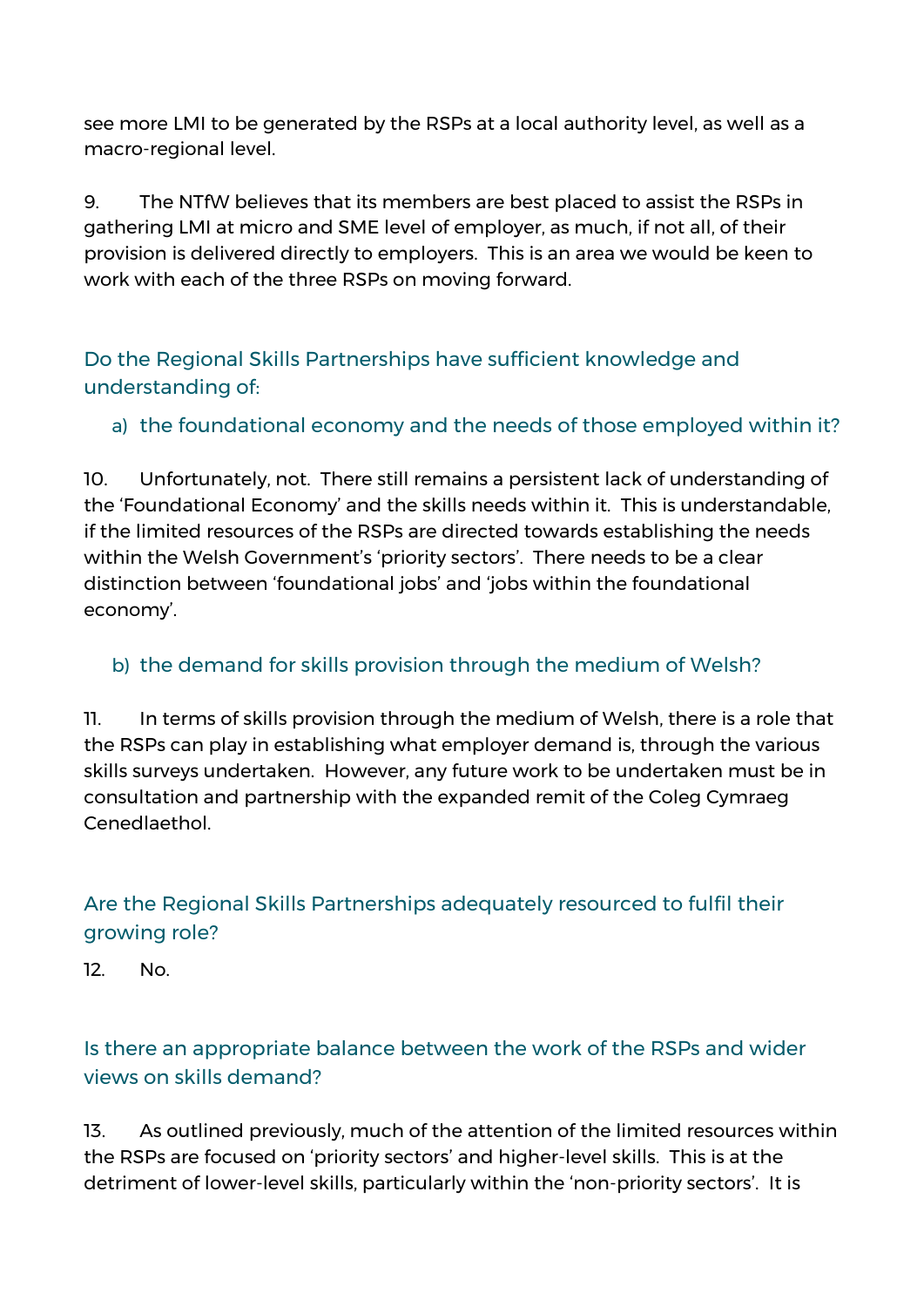see more LMI to be generated by the RSPs at a local authority level, as well as a macro-regional level.

9. The NTfW believes that its members are best placed to assist the RSPs in gathering LMI at micro and SME level of employer, as much, if not all, of their provision is delivered directly to employers. This is an area we would be keen to work with each of the three RSPs on moving forward.

## Do the Regional Skills Partnerships have sufficient knowledge and understanding of:

### a) the foundational economy and the needs of those employed within it?

10. Unfortunately, not. There still remains a persistent lack of understanding of the 'Foundational Economy' and the skills needs within it. This is understandable, if the limited resources of the RSPs are directed towards establishing the needs within the Welsh Government's 'priority sectors'. There needs to be a clear distinction between 'foundational jobs' and 'jobs within the foundational economy'.

### b) the demand for skills provision through the medium of Welsh?

11. In terms of skills provision through the medium of Welsh, there is a role that the RSPs can play in establishing what employer demand is, through the various skills surveys undertaken. However, any future work to be undertaken must be in consultation and partnership with the expanded remit of the Coleg Cymraeg Cenedlaethol.

## Are the Regional Skills Partnerships adequately resourced to fulfil their growing role?

12. No.

## Is there an appropriate balance between the work of the RSPs and wider views on skills demand?

13. As outlined previously, much of the attention of the limited resources within the RSPs are focused on 'priority sectors' and higher-level skills. This is at the detriment of lower-level skills, particularly within the 'non-priority sectors'. It is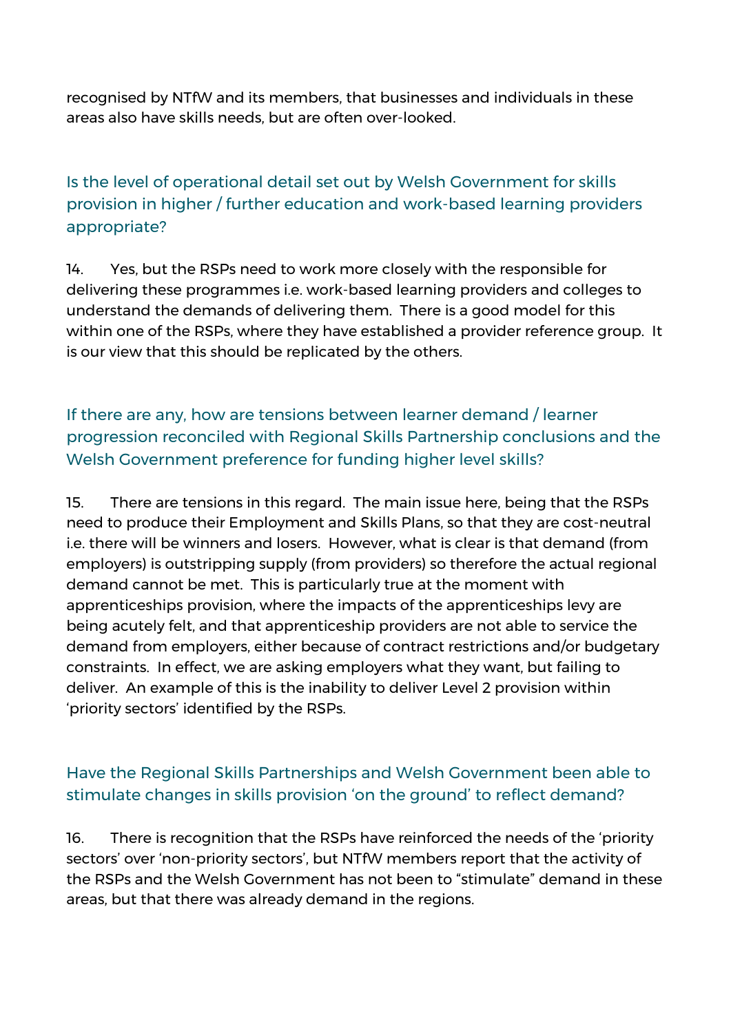recognised by NTfW and its members, that businesses and individuals in these areas also have skills needs, but are often over-looked.

### Is the level of operational detail set out by Welsh Government for skills provision in higher / further education and work-based learning providers appropriate?

14. Yes, but the RSPs need to work more closely with the responsible for delivering these programmes i.e. work-based learning providers and colleges to understand the demands of delivering them. There is a good model for this within one of the RSPs, where they have established a provider reference group. It is our view that this should be replicated by the others.

### If there are any, how are tensions between learner demand / learner progression reconciled with Regional Skills Partnership conclusions and the Welsh Government preference for funding higher level skills?

15. There are tensions in this regard. The main issue here, being that the RSPs need to produce their Employment and Skills Plans, so that they are cost-neutral i.e. there will be winners and losers. However, what is clear is that demand (from employers) is outstripping supply (from providers) so therefore the actual regional demand cannot be met. This is particularly true at the moment with apprenticeships provision, where the impacts of the apprenticeships levy are being acutely felt, and that apprenticeship providers are not able to service the demand from employers, either because of contract restrictions and/or budgetary constraints. In effect, we are asking employers what they want, but failing to deliver. An example of this is the inability to deliver Level 2 provision within 'priority sectors' identified by the RSPs.

### Have the Regional Skills Partnerships and Welsh Government been able to stimulate changes in skills provision 'on the ground' to reflect demand?

16. There is recognition that the RSPs have reinforced the needs of the 'priority sectors' over 'non-priority sectors', but NTfW members report that the activity of the RSPs and the Welsh Government has not been to "stimulate" demand in these areas, but that there was already demand in the regions.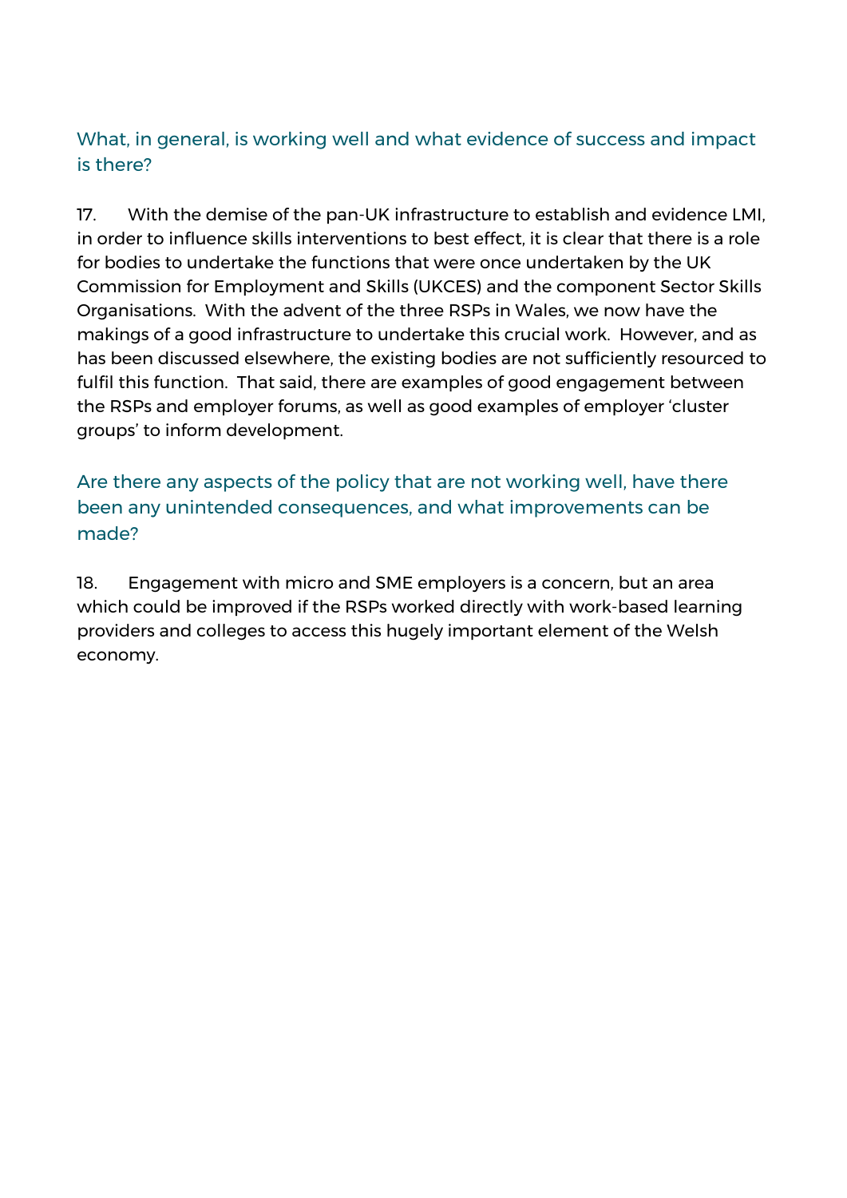### What, in general, is working well and what evidence of success and impact is there?

17. With the demise of the pan-UK infrastructure to establish and evidence LMI, in order to influence skills interventions to best effect, it is clear that there is a role for bodies to undertake the functions that were once undertaken by the UK Commission for Employment and Skills (UKCES) and the component Sector Skills Organisations. With the advent of the three RSPs in Wales, we now have the makings of a good infrastructure to undertake this crucial work. However, and as has been discussed elsewhere, the existing bodies are not sufficiently resourced to fulfil this function. That said, there are examples of good engagement between the RSPs and employer forums, as well as good examples of employer 'cluster groups' to inform development.

### Are there any aspects of the policy that are not working well, have there been any unintended consequences, and what improvements can be made?

18. Engagement with micro and SME employers is a concern, but an area which could be improved if the RSPs worked directly with work-based learning providers and colleges to access this hugely important element of the Welsh economy.